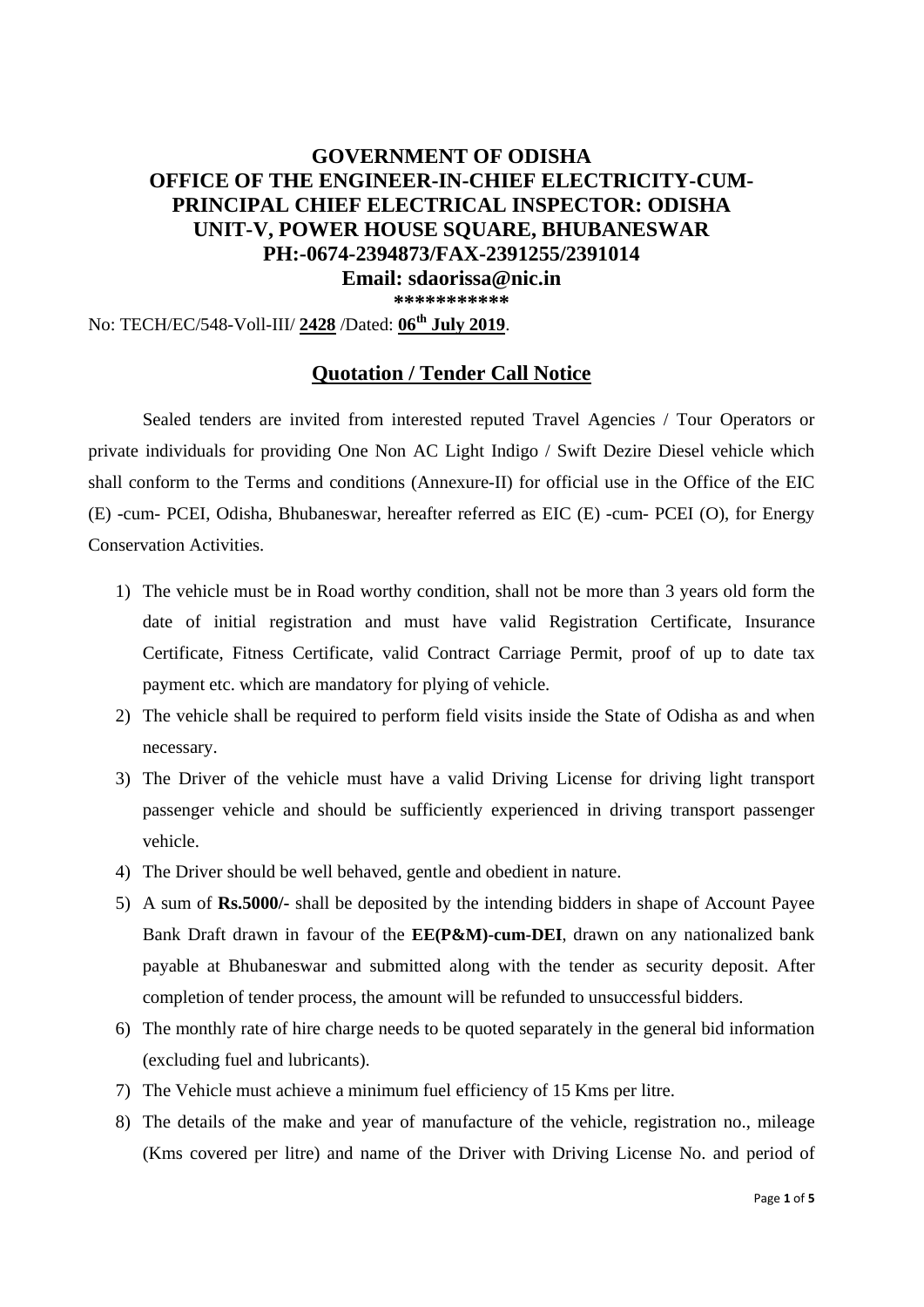**GOVERNMENT OF ODISHA**
**OFFICE OF THE ENGINEER-IN-CHIEF ELECTRICITY-CUM-PRINCIPAL CHIEF ELECTRICAL INSPECTOR: ODISHA**
**UNIT-V, POWER HOUSE SQUARE, BHUBANESWAR**
**PH:-0674-2394873/FAX-2391255/2391014**
**Email: sdaorissa@nic.in**
**\*\*\*\*\*\*\*\*\*\*\***

No: TECH/EC/548-Voll-III/ **2428** /Dated: **06th July 2019**.

## Quotation / Tender Call Notice

Sealed tenders are invited from interested reputed Travel Agencies / Tour Operators or private individuals for providing One Non AC Light Indigo / Swift Dezire Diesel vehicle which shall conform to the Terms and conditions (Annexure-II) for official use in the Office of the EIC (E) -cum- PCEI, Odisha, Bhubaneswar, hereafter referred as EIC (E) -cum- PCEI (O), for Energy Conservation Activities.

1) The vehicle must be in Road worthy condition, shall not be more than 3 years old form the date of initial registration and must have valid Registration Certificate, Insurance Certificate, Fitness Certificate, valid Contract Carriage Permit, proof of up to date tax payment etc. which are mandatory for plying of vehicle.
2) The vehicle shall be required to perform field visits inside the State of Odisha as and when necessary.
3) The Driver of the vehicle must have a valid Driving License for driving light transport passenger vehicle and should be sufficiently experienced in driving transport passenger vehicle.
4) The Driver should be well behaved, gentle and obedient in nature.
5) A sum of **Rs.5000/-** shall be deposited by the intending bidders in shape of Account Payee Bank Draft drawn in favour of the **EE(P&M)-cum-DEI**, drawn on any nationalized bank payable at Bhubaneswar and submitted along with the tender as security deposit. After completion of tender process, the amount will be refunded to unsuccessful bidders.
6) The monthly rate of hire charge needs to be quoted separately in the general bid information (excluding fuel and lubricants).
7) The Vehicle must achieve a minimum fuel efficiency of 15 Kms per litre.
8) The details of the make and year of manufacture of the vehicle, registration no., mileage (Kms covered per litre) and name of the Driver with Driving License No. and period of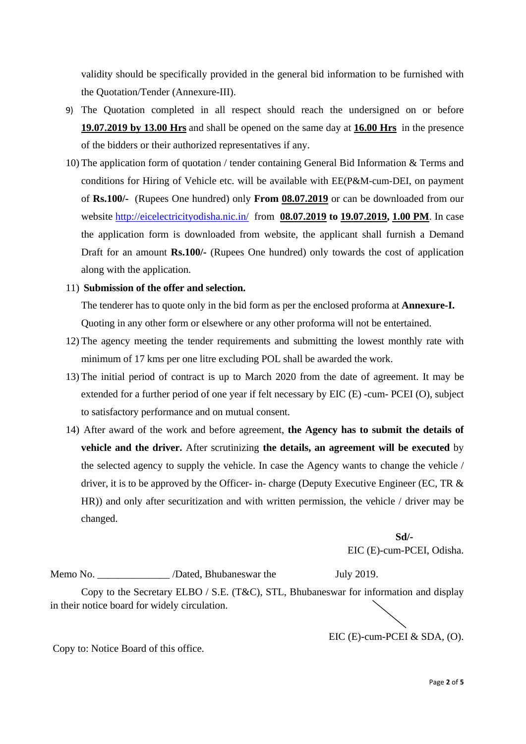validity should be specifically provided in the general bid information to be furnished with the Quotation/Tender (Annexure-III).

9) The Quotation completed in all respect should reach the undersigned on or before **19.07.2019 by 13.00 Hrs** and shall be opened on the same day at **16.00 Hrs** in the presence of the bidders or their authorized representatives if any.

10) The application form of quotation / tender containing General Bid Information & Terms and conditions for Hiring of Vehicle etc. will be available with EE(P&M-cum-DEI, on payment of **Rs.100/-** (Rupees One hundred) only **From 08.07.2019** or can be downloaded from our website http://eicelectricityodisha.nic.in/ from **08.07.2019 to 19.07.2019, 1.00 PM**. In case the application form is downloaded from website, the applicant shall furnish a Demand Draft for an amount **Rs.100/-** (Rupees One hundred) only towards the cost of application along with the application.

11) **Submission of the offer and selection.**

The tenderer has to quote only in the bid form as per the enclosed proforma at **Annexure-I.** Quoting in any other form or elsewhere or any other proforma will not be entertained.

12) The agency meeting the tender requirements and submitting the lowest monthly rate with minimum of 17 kms per one litre excluding POL shall be awarded the work.

13) The initial period of contract is up to March 2020 from the date of agreement. It may be extended for a further period of one year if felt necessary by EIC (E) -cum- PCEI (O), subject to satisfactory performance and on mutual consent.

14) After award of the work and before agreement, **the Agency has to submit the details of vehicle and the driver.** After scrutinizing **the details, an agreement will be executed** by the selected agency to supply the vehicle. In case the Agency wants to change the vehicle / driver, it is to be approved by the Officer- in- charge (Deputy Executive Engineer (EC, TR & HR)) and only after securitization and with written permission, the vehicle / driver may be changed.

**Sd/-**
EIC (E)-cum-PCEI, Odisha.

Memo No. ______________ /Dated, Bhubaneswar the July 2019.

Copy to the Secretary ELBO / S.E. (T&C), STL, Bhubaneswar for information and display in their notice board for widely circulation.

EIC (E)-cum-PCEI & SDA, (O).

Copy to: Notice Board of this office.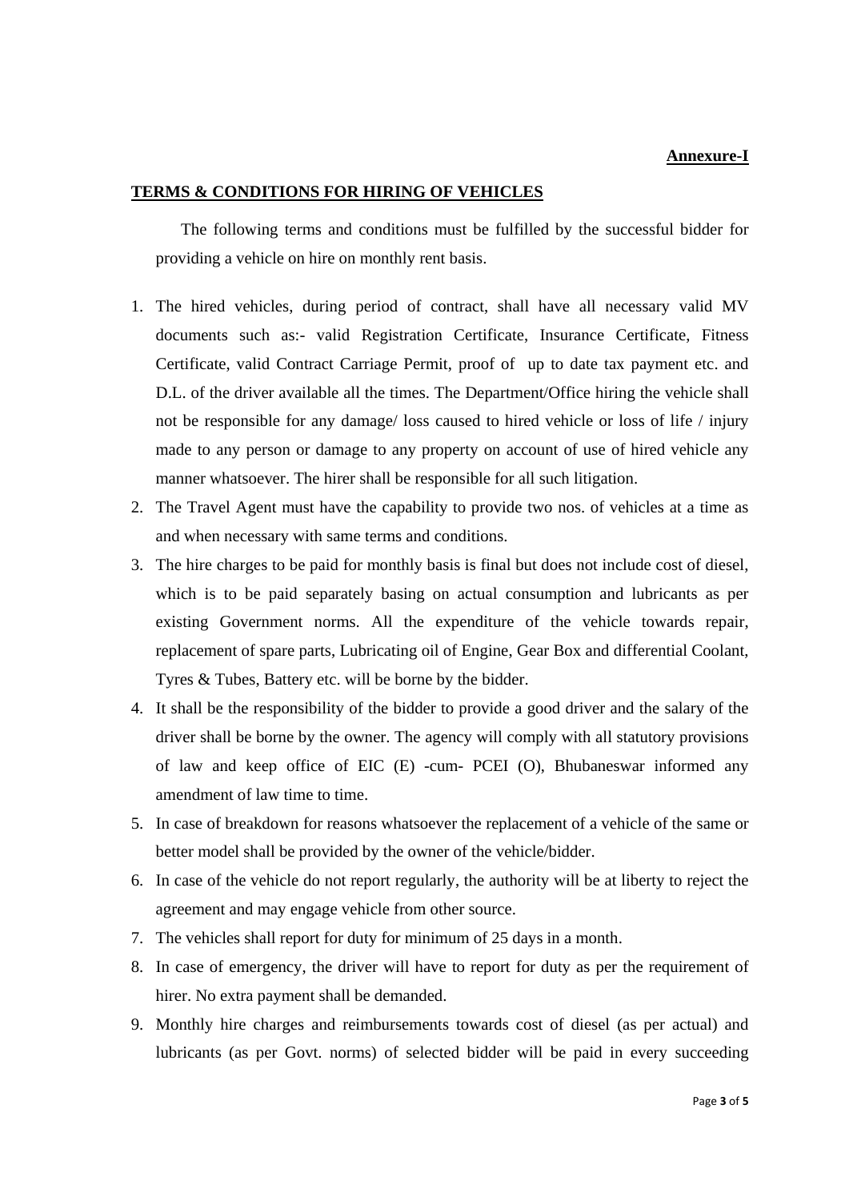**Annexure-I**

**TERMS & CONDITIONS FOR HIRING OF VEHICLES**

The following terms and conditions must be fulfilled by the successful bidder for providing a vehicle on hire on monthly rent basis.

1. The hired vehicles, during period of contract, shall have all necessary valid MV documents such as:- valid Registration Certificate, Insurance Certificate, Fitness Certificate, valid Contract Carriage Permit, proof of up to date tax payment etc. and D.L. of the driver available all the times. The Department/Office hiring the vehicle shall not be responsible for any damage/ loss caused to hired vehicle or loss of life / injury made to any person or damage to any property on account of use of hired vehicle any manner whatsoever. The hirer shall be responsible for all such litigation.
2. The Travel Agent must have the capability to provide two nos. of vehicles at a time as and when necessary with same terms and conditions.
3. The hire charges to be paid for monthly basis is final but does not include cost of diesel, which is to be paid separately basing on actual consumption and lubricants as per existing Government norms. All the expenditure of the vehicle towards repair, replacement of spare parts, Lubricating oil of Engine, Gear Box and differential Coolant, Tyres & Tubes, Battery etc. will be borne by the bidder.
4. It shall be the responsibility of the bidder to provide a good driver and the salary of the driver shall be borne by the owner. The agency will comply with all statutory provisions of law and keep office of EIC (E) -cum- PCEI (O), Bhubaneswar informed any amendment of law time to time.
5. In case of breakdown for reasons whatsoever the replacement of a vehicle of the same or better model shall be provided by the owner of the vehicle/bidder.
6. In case of the vehicle do not report regularly, the authority will be at liberty to reject the agreement and may engage vehicle from other source.
7. The vehicles shall report for duty for minimum of 25 days in a month.
8. In case of emergency, the driver will have to report for duty as per the requirement of hirer. No extra payment shall be demanded.
9. Monthly hire charges and reimbursements towards cost of diesel (as per actual) and lubricants (as per Govt. norms) of selected bidder will be paid in every succeeding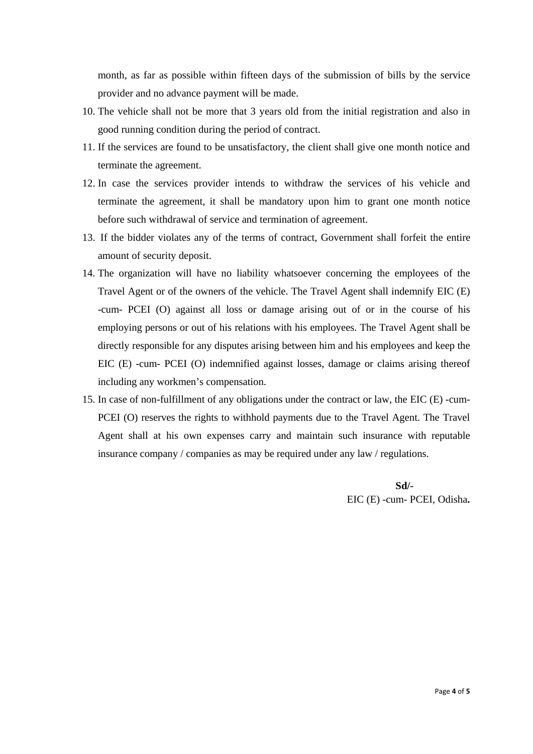month, as far as possible within fifteen days of the submission of bills by the service provider and no advance payment will be made.

10. The vehicle shall not be more that 3 years old from the initial registration and also in good running condition during the period of contract.
11. If the services are found to be unsatisfactory, the client shall give one month notice and terminate the agreement.
12. In case the services provider intends to withdraw the services of his vehicle and terminate the agreement, it shall be mandatory upon him to grant one month notice before such withdrawal of service and termination of agreement.
13. If the bidder violates any of the terms of contract, Government shall forfeit the entire amount of security deposit.
14. The organization will have no liability whatsoever concerning the employees of the Travel Agent or of the owners of the vehicle. The Travel Agent shall indemnify EIC (E) -cum- PCEI (O) against all loss or damage arising out of or in the course of his employing persons or out of his relations with his employees. The Travel Agent shall be directly responsible for any disputes arising between him and his employees and keep the EIC (E) -cum- PCEI (O) indemnified against losses, damage or claims arising thereof including any workmen's compensation.
15. In case of non-fulfillment of any obligations under the contract or law, the EIC (E) -cum- PCEI (O) reserves the rights to withhold payments due to the Travel Agent. The Travel Agent shall at his own expenses carry and maintain such insurance with reputable insurance company / companies as may be required under any law / regulations.

**Sd/-**
EIC (E) -cum- PCEI, Odisha**.**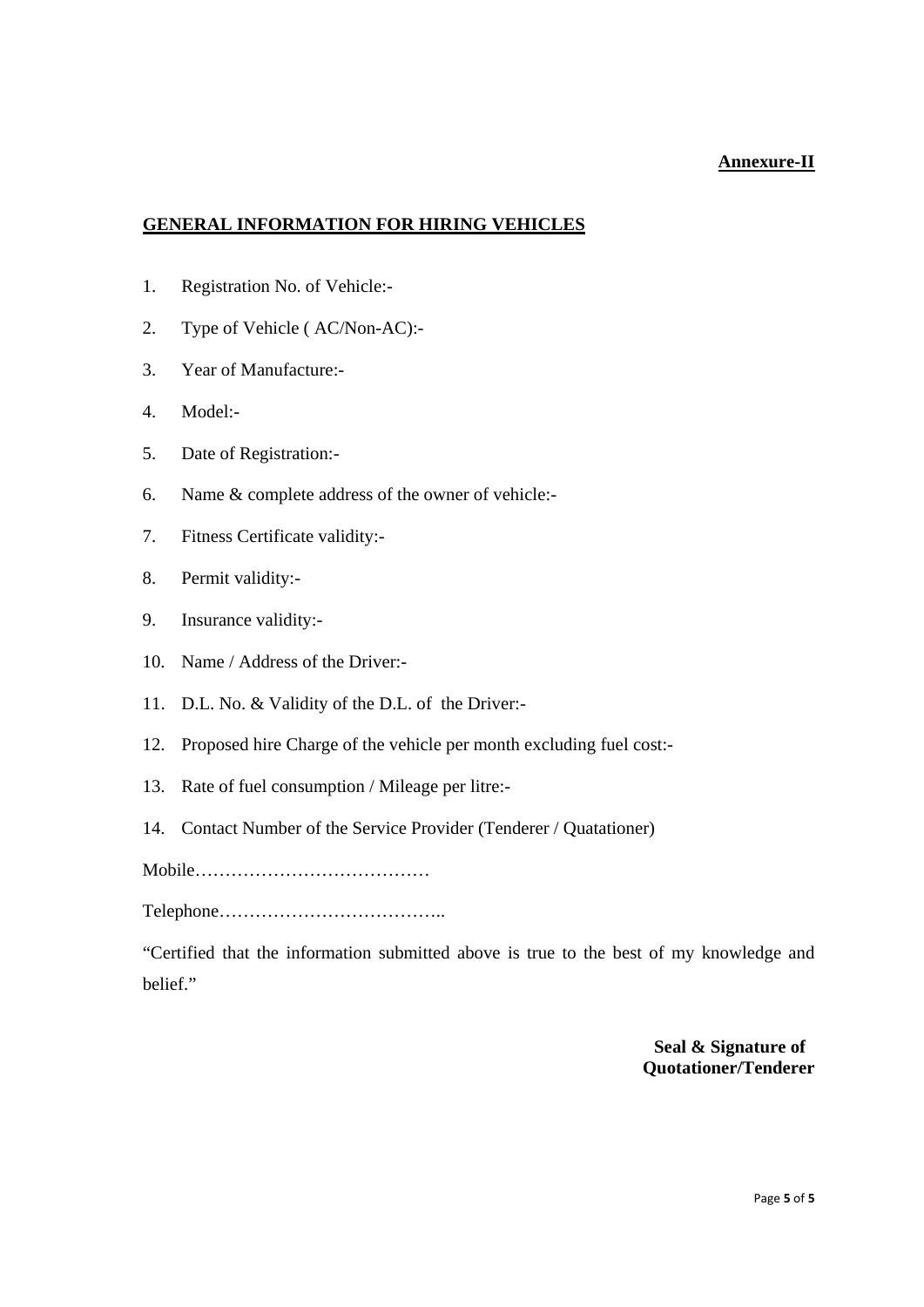**Annexure-II**

## GENERAL INFORMATION FOR HIRING VEHICLES

1. Registration No. of Vehicle:-
2. Type of Vehicle ( AC/Non-AC):-
3. Year of Manufacture:-
4. Model:-
5. Date of Registration:-
6. Name & complete address of the owner of vehicle:-
7. Fitness Certificate validity:-
8. Permit validity:-
9. Insurance validity:-
10. Name / Address of the Driver:-
11. D.L. No. & Validity of the D.L. of the Driver:-
12. Proposed hire Charge of the vehicle per month excluding fuel cost:-
13. Rate of fuel consumption / Mileage per litre:-
14. Contact Number of the Service Provider (Tenderer / Quatationer)

Mobile…………………………………

Telephone………………………………..

"Certified that the information submitted above is true to the best of my knowledge and belief."

**Seal & Signature of Quotationer/Tenderer**